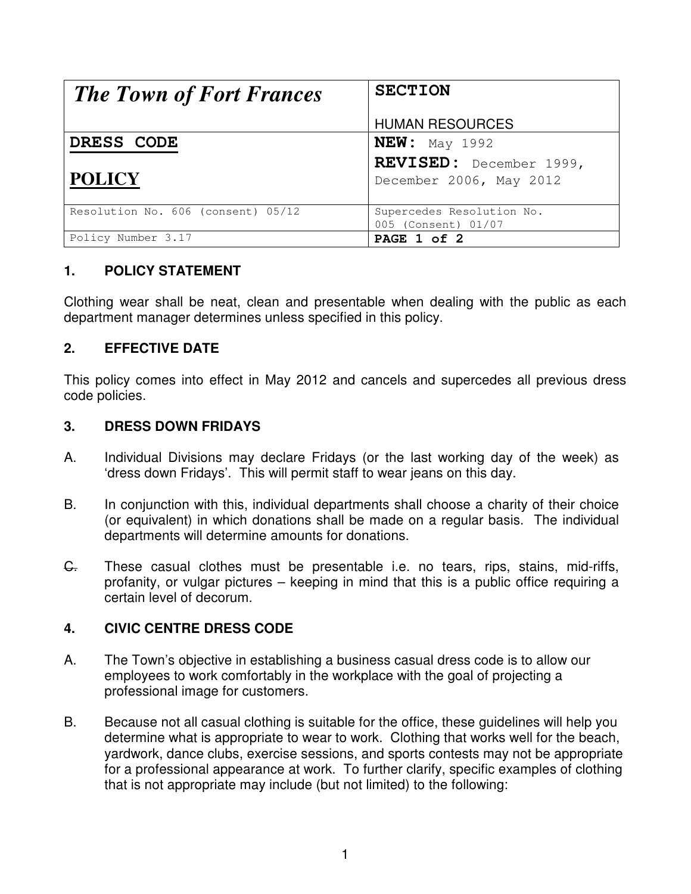| *The Town of Fort Frances* | **SECTION**<br><br>HUMAN RESOURCES |
|---|---|
| **DRESS CODE**<br><br>**POLICY** | **NEW:** May 1992<br>**REVISED:** December 1999, December 2006, May 2012 |
| Resolution No. 606 (consent) 05/12 | Supercedes Resolution No. 005 (Consent) 01/07 |
| Policy Number 3.17 | **PAGE 1 of 2** |

## 1. POLICY STATEMENT

Clothing wear shall be neat, clean and presentable when dealing with the public as each department manager determines unless specified in this policy.

## 2. EFFECTIVE DATE

This policy comes into effect in May 2012 and cancels and supercedes all previous dress code policies.

## 3. DRESS DOWN FRIDAYS

A. Individual Divisions may declare Fridays (or the last working day of the week) as 'dress down Fridays'. This will permit staff to wear jeans on this day.

B. In conjunction with this, individual departments shall choose a charity of their choice (or equivalent) in which donations shall be made on a regular basis. The individual departments will determine amounts for donations.

C. These casual clothes must be presentable i.e. no tears, rips, stains, mid-riffs, profanity, or vulgar pictures – keeping in mind that this is a public office requiring a certain level of decorum.

## 4. CIVIC CENTRE DRESS CODE

A. The Town's objective in establishing a business casual dress code is to allow our employees to work comfortably in the workplace with the goal of projecting a professional image for customers.

B. Because not all casual clothing is suitable for the office, these guidelines will help you determine what is appropriate to wear to work. Clothing that works well for the beach, yardwork, dance clubs, exercise sessions, and sports contests may not be appropriate for a professional appearance at work. To further clarify, specific examples of clothing that is not appropriate may include (but not limited) to the following: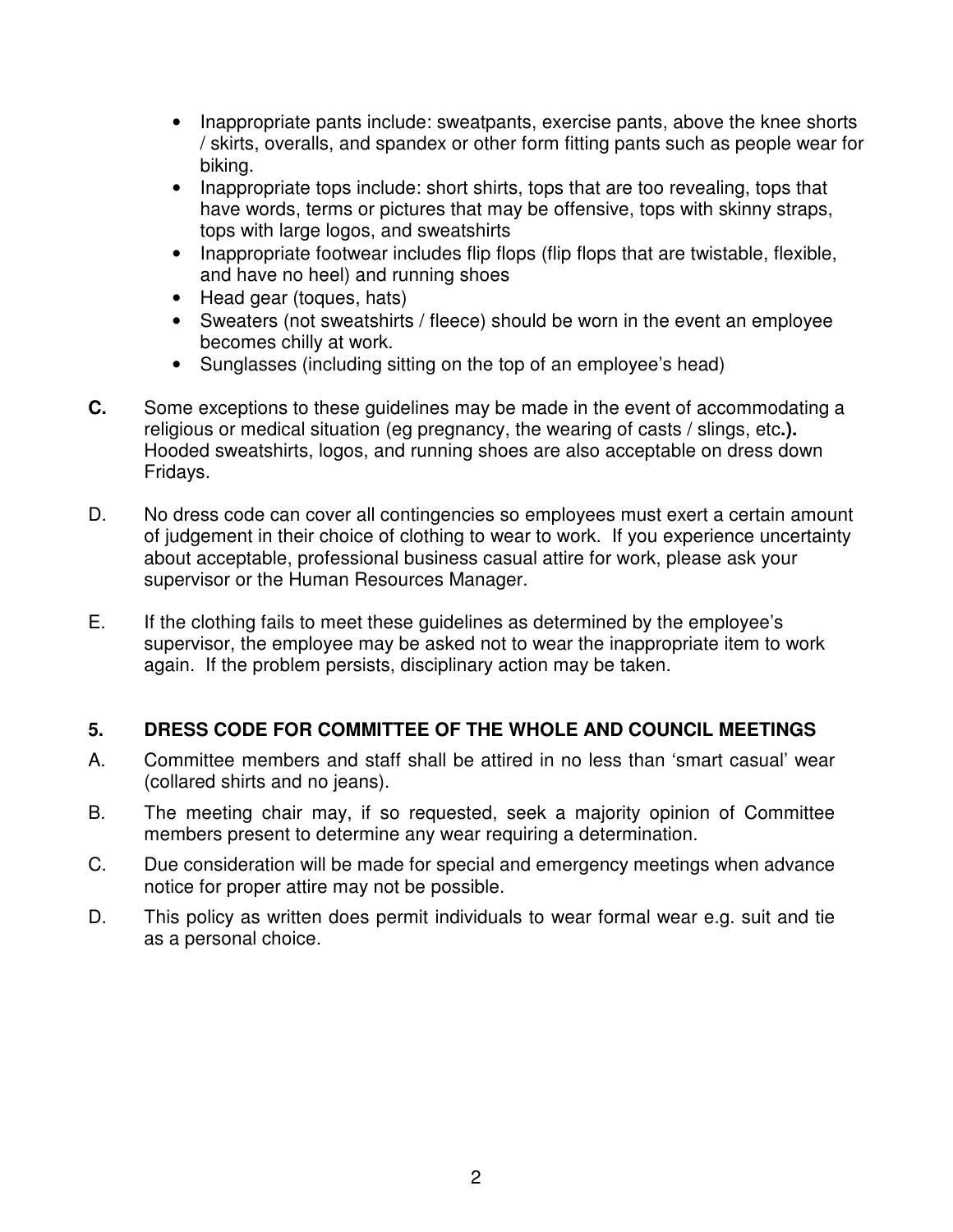- Inappropriate pants include: sweatpants, exercise pants, above the knee shorts / skirts, overalls, and spandex or other form fitting pants such as people wear for biking.
- Inappropriate tops include: short shirts, tops that are too revealing, tops that have words, terms or pictures that may be offensive, tops with skinny straps, tops with large logos, and sweatshirts
- Inappropriate footwear includes flip flops (flip flops that are twistable, flexible, and have no heel) and running shoes
- Head gear (toques, hats)
- Sweaters (not sweatshirts / fleece) should be worn in the event an employee becomes chilly at work.
- Sunglasses (including sitting on the top of an employee's head)

**C.** Some exceptions to these guidelines may be made in the event of accommodating a religious or medical situation (eg pregnancy, the wearing of casts / slings, etc**.).** Hooded sweatshirts, logos, and running shoes are also acceptable on dress down Fridays.

D. No dress code can cover all contingencies so employees must exert a certain amount of judgement in their choice of clothing to wear to work. If you experience uncertainty about acceptable, professional business casual attire for work, please ask your supervisor or the Human Resources Manager.

E. If the clothing fails to meet these guidelines as determined by the employee's supervisor, the employee may be asked not to wear the inappropriate item to work again. If the problem persists, disciplinary action may be taken.

## 5. DRESS CODE FOR COMMITTEE OF THE WHOLE AND COUNCIL MEETINGS

A. Committee members and staff shall be attired in no less than 'smart casual' wear (collared shirts and no jeans).

B. The meeting chair may, if so requested, seek a majority opinion of Committee members present to determine any wear requiring a determination.

C. Due consideration will be made for special and emergency meetings when advance notice for proper attire may not be possible.

D. This policy as written does permit individuals to wear formal wear e.g. suit and tie as a personal choice.